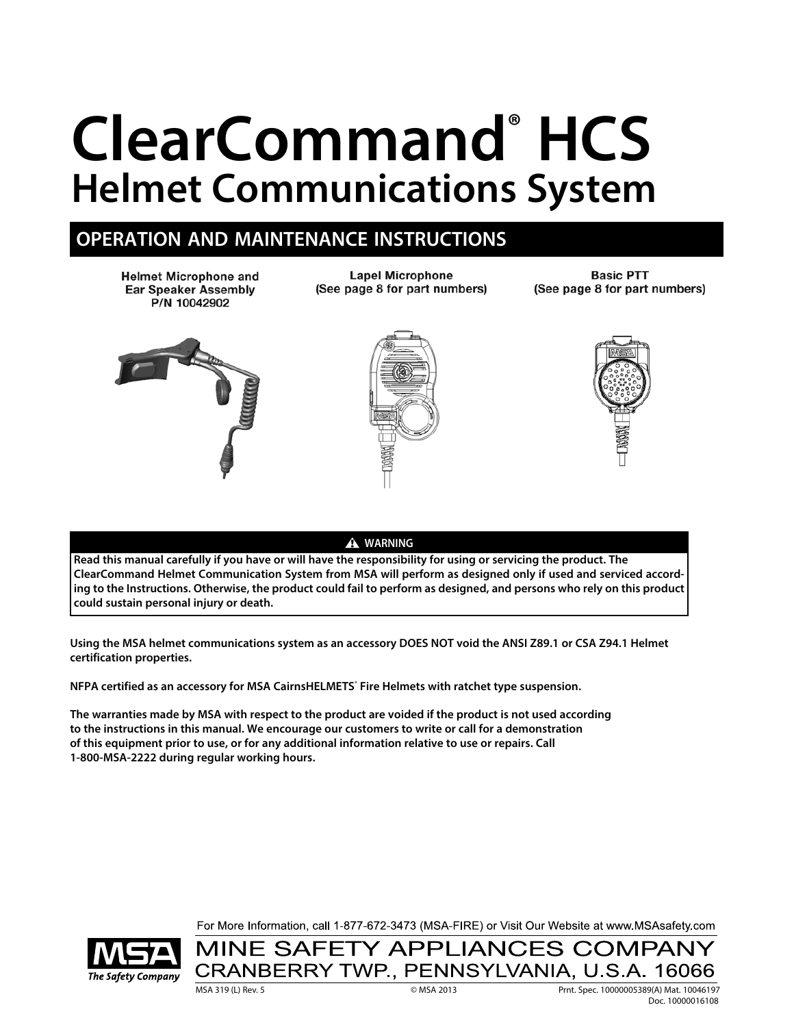# ClearCommand® HCS

## Helmet Communications System

## OPERATION AND MAINTENANCE INSTRUCTIONS

**Helmet Microphone and Ear Speaker Assembly P/N 10042902**

**Lapel Microphone (See page 8 for part numbers)**

**Basic PTT (See page 8 for part numbers)**

**⚠ WARNING**

**Read this manual carefully if you have or will have the responsibility for using or servicing the product. The ClearCommand Helmet Communication System from MSA will perform as designed only if used and serviced according to the Instructions. Otherwise, the product could fail to perform as designed, and persons who rely on this product could sustain personal injury or death.**

**Using the MSA helmet communications system as an accessory DOES NOT void the ANSI Z89.1 or CSA Z94.1 Helmet certification properties.**

**NFPA certified as an accessory for MSA CairnsHELMETS® Fire Helmets with ratchet type suspension.**

**The warranties made by MSA with respect to the product are voided if the product is not used according to the instructions in this manual. We encourage our customers to write or call for a demonstration of this equipment prior to use, or for any additional information relative to use or repairs. Call 1-800-MSA-2222 during regular working hours.**

For More Information, call 1-877-672-3473 (MSA-FIRE) or Visit Our Website at www.MSAsafety.com

MSA The Safety Company

MINE SAFETY APPLIANCES COMPANY
CRANBERRY TWP., PENNSYLVANIA, U.S.A. 16066

MSA 319 (L) Rev. 5 © MSA 2013 Prnt. Spec. 10000005389(A) Mat. 10046197 Doc. 10000016108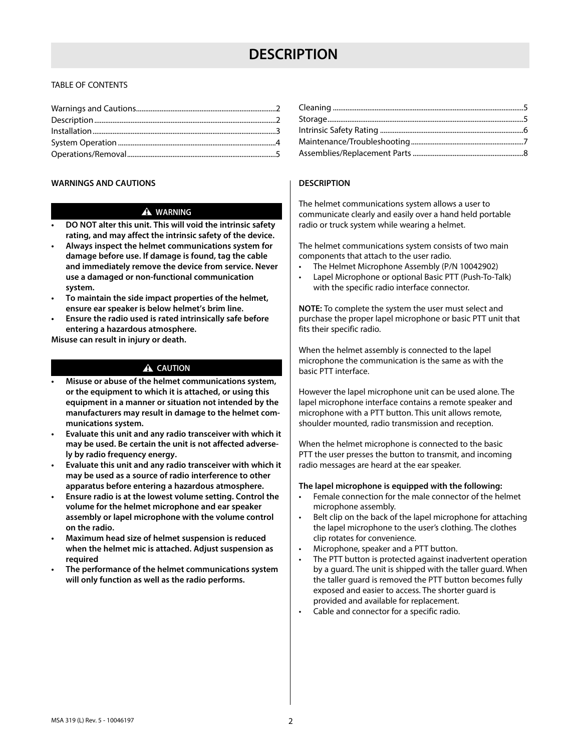# DESCRIPTION

TABLE OF CONTENTS

| | |
|---|---|
| Warnings and Cautions | 2 |
| Description | 2 |
| Installation | 3 |
| System Operation | 4 |
| Operations/Removal | 5 |
| Cleaning | 5 |
| Storage | 5 |
| Intrinsic Safety Rating | 6 |
| Maintenance/Troubleshooting | 7 |
| Assemblies/Replacement Parts | 8 |

## WARNINGS AND CAUTIONS

**⚠ WARNING**

- **DO NOT alter this unit. This will void the intrinsic safety rating, and may affect the intrinsic safety of the device.**
- **Always inspect the helmet communications system for damage before use. If damage is found, tag the cable and immediately remove the device from service. Never use a damaged or non-functional communication system.**
- **To maintain the side impact properties of the helmet, ensure ear speaker is below helmet's brim line.**
- **Ensure the radio used is rated intrinsically safe before entering a hazardous atmosphere.**

**Misuse can result in injury or death.**

**⚠ CAUTION**

- **Misuse or abuse of the helmet communications system, or the equipment to which it is attached, or using this equipment in a manner or situation not intended by the manufacturers may result in damage to the helmet communications system.**
- **Evaluate this unit and any radio transceiver with which it may be used. Be certain the unit is not affected adversely by radio frequency energy.**
- **Evaluate this unit and any radio transceiver with which it may be used as a source of radio interference to other apparatus before entering a hazardous atmosphere.**
- **Ensure radio is at the lowest volume setting. Control the volume for the helmet microphone and ear speaker assembly or lapel microphone with the volume control on the radio.**
- **Maximum head size of helmet suspension is reduced when the helmet mic is attached. Adjust suspension as required**
- **The performance of the helmet communications system will only function as well as the radio performs.**

## DESCRIPTION

The helmet communications system allows a user to communicate clearly and easily over a hand held portable radio or truck system while wearing a helmet.

The helmet communications system consists of two main components that attach to the user radio.

- The Helmet Microphone Assembly (P/N 10042902)
- Lapel Microphone or optional Basic PTT (Push-To-Talk) with the specific radio interface connector.

**NOTE:** To complete the system the user must select and purchase the proper lapel microphone or basic PTT unit that fits their specific radio.

When the helmet assembly is connected to the lapel microphone the communication is the same as with the basic PTT interface.

However the lapel microphone unit can be used alone. The lapel microphone interface contains a remote speaker and microphone with a PTT button. This unit allows remote, shoulder mounted, radio transmission and reception.

When the helmet microphone is connected to the basic PTT the user presses the button to transmit, and incoming radio messages are heard at the ear speaker.

**The lapel microphone is equipped with the following:**

- Female connection for the male connector of the helmet microphone assembly.
- Belt clip on the back of the lapel microphone for attaching the lapel microphone to the user's clothing. The clothes clip rotates for convenience.
- Microphone, speaker and a PTT button.
- The PTT button is protected against inadvertent operation by a guard. The unit is shipped with the taller guard. When the taller guard is removed the PTT button becomes fully exposed and easier to access. The shorter guard is provided and available for replacement.
- Cable and connector for a specific radio.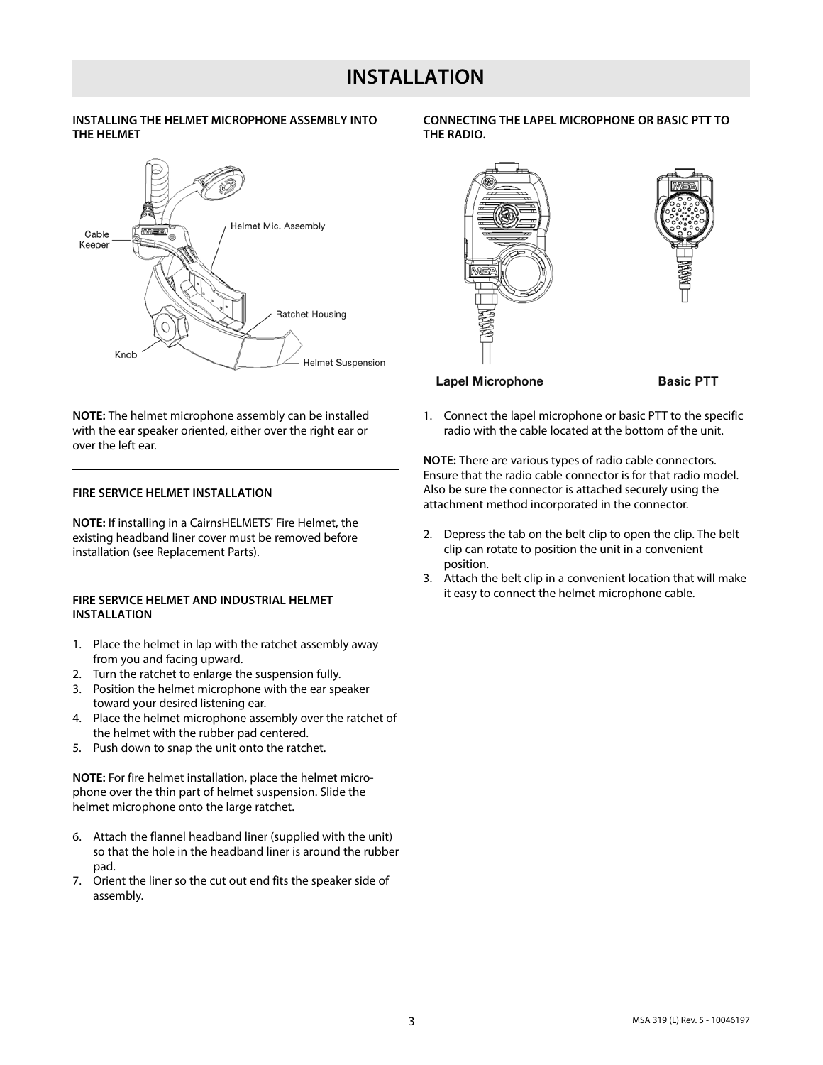# INSTALLATION

### INSTALLING THE HELMET MICROPHONE ASSEMBLY INTO THE HELMET

Cable Keeper

Helmet Mic. Assembly

Ratchet Housing

Knob

Helmet Suspension

**NOTE:** The helmet microphone assembly can be installed with the ear speaker oriented, either over the right ear or over the left ear.

---

### FIRE SERVICE HELMET INSTALLATION

**NOTE:** If installing in a CairnsHELMETS® Fire Helmet, the existing headband liner cover must be removed before installation (see Replacement Parts).

---

### FIRE SERVICE HELMET AND INDUSTRIAL HELMET INSTALLATION

1. Place the helmet in lap with the ratchet assembly away from you and facing upward.
2. Turn the ratchet to enlarge the suspension fully.
3. Position the helmet microphone with the ear speaker toward your desired listening ear.
4. Place the helmet microphone assembly over the ratchet of the helmet with the rubber pad centered.
5. Push down to snap the unit onto the ratchet.

**NOTE:** For fire helmet installation, place the helmet microphone over the thin part of helmet suspension. Slide the helmet microphone onto the large ratchet.

6. Attach the flannel headband liner (supplied with the unit) so that the hole in the headband liner is around the rubber pad.
7. Orient the liner so the cut out end fits the speaker side of assembly.

### CONNECTING THE LAPEL MICROPHONE OR BASIC PTT TO THE RADIO.

Lapel Microphone

Basic PTT

1. Connect the lapel microphone or basic PTT to the specific radio with the cable located at the bottom of the unit.

**NOTE:** There are various types of radio cable connectors. Ensure that the radio cable connector is for that radio model. Also be sure the connector is attached securely using the attachment method incorporated in the connector.

2. Depress the tab on the belt clip to open the clip. The belt clip can rotate to position the unit in a convenient position.
3. Attach the belt clip in a convenient location that will make it easy to connect the helmet microphone cable.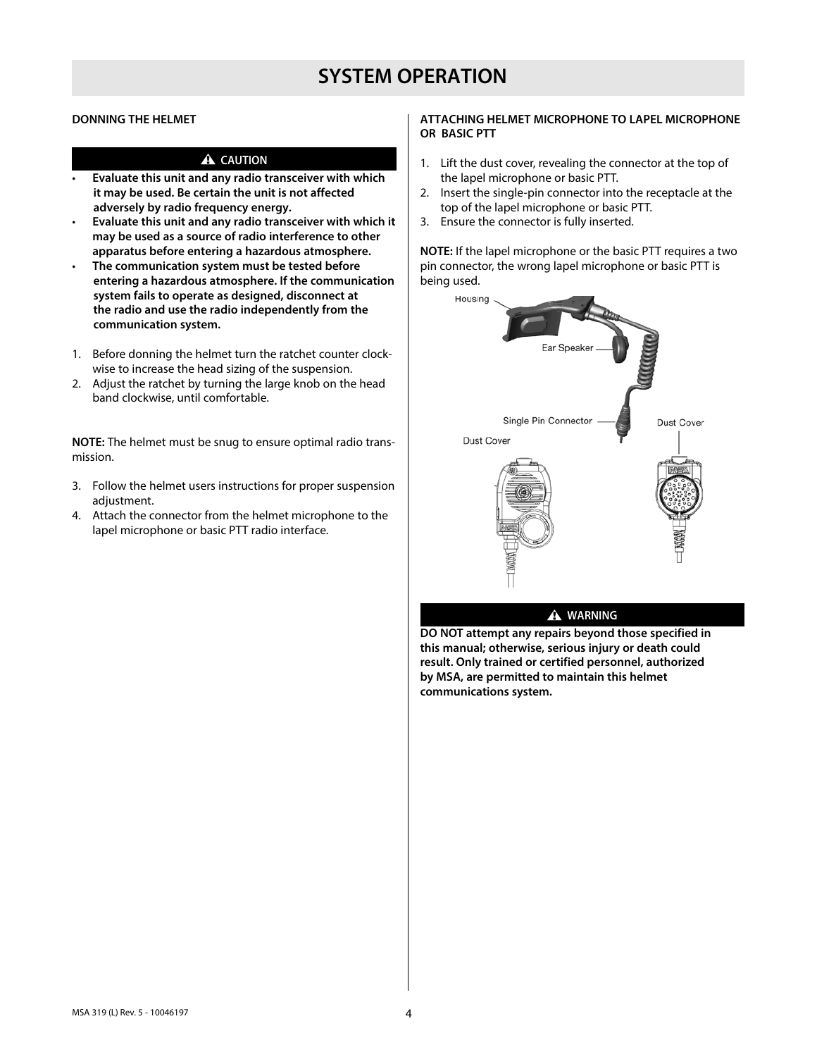# SYSTEM OPERATION

## DONNING THE HELMET

**⚠ CAUTION**

- **Evaluate this unit and any radio transceiver with which it may be used. Be certain the unit is not affected adversely by radio frequency energy.**
- **Evaluate this unit and any radio transceiver with which it may be used as a source of radio interference to other apparatus before entering a hazardous atmosphere.**
- **The communication system must be tested before entering a hazardous atmosphere. If the communication system fails to operate as designed, disconnect at the radio and use the radio independently from the communication system.**

1. Before donning the helmet turn the ratchet counter clock-wise to increase the head sizing of the suspension.
2. Adjust the ratchet by turning the large knob on the head band clockwise, until comfortable.

**NOTE:** The helmet must be snug to ensure optimal radio transmission.

3. Follow the helmet users instructions for proper suspension adjustment.
4. Attach the connector from the helmet microphone to the lapel microphone or basic PTT radio interface.

## ATTACHING HELMET MICROPHONE TO LAPEL MICROPHONE OR BASIC PTT

1. Lift the dust cover, revealing the connector at the top of the lapel microphone or basic PTT.
2. Insert the single-pin connector into the receptacle at the top of the lapel microphone or basic PTT.
3. Ensure the connector is fully inserted.

**NOTE:** If the lapel microphone or the basic PTT requires a two pin connector, the wrong lapel microphone or basic PTT is being used.

Housing

Ear Speaker

Single Pin Connector

Dust Cover

Dust Cover

**⚠ WARNING**

**DO NOT attempt any repairs beyond those specified in this manual; otherwise, serious injury or death could result. Only trained or certified personnel, authorized by MSA, are permitted to maintain this helmet communications system.**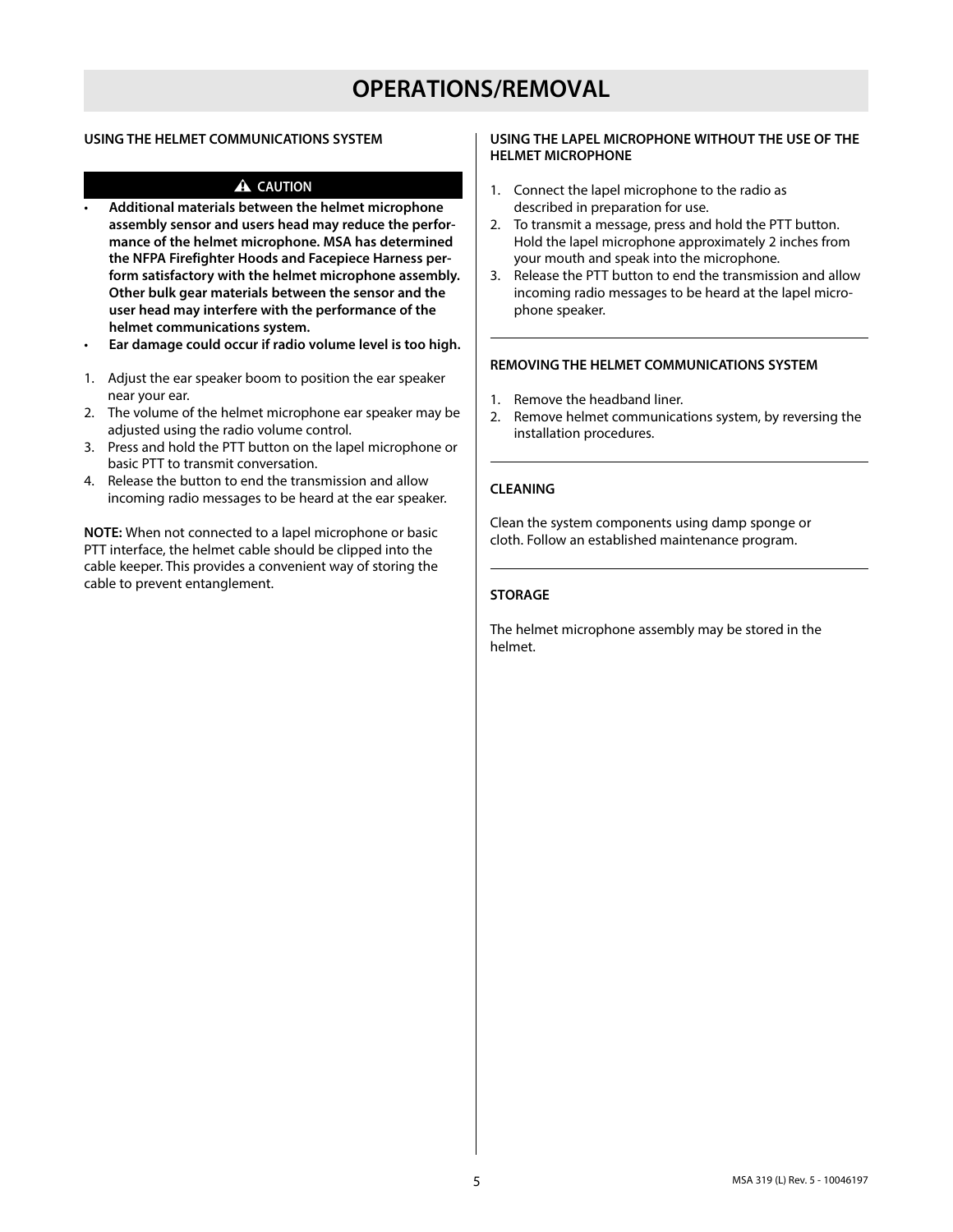# OPERATIONS/REMOVAL

### USING THE HELMET COMMUNICATIONS SYSTEM

**⚠ CAUTION**

- **Additional materials between the helmet microphone assembly sensor and users head may reduce the performance of the helmet microphone. MSA has determined the NFPA Firefighter Hoods and Facepiece Harness perform satisfactory with the helmet microphone assembly. Other bulk gear materials between the sensor and the user head may interfere with the performance of the helmet communications system.**
- **Ear damage could occur if radio volume level is too high.**

1. Adjust the ear speaker boom to position the ear speaker near your ear.
2. The volume of the helmet microphone ear speaker may be adjusted using the radio volume control.
3. Press and hold the PTT button on the lapel microphone or basic PTT to transmit conversation.
4. Release the button to end the transmission and allow incoming radio messages to be heard at the ear speaker.

**NOTE:** When not connected to a lapel microphone or basic PTT interface, the helmet cable should be clipped into the cable keeper. This provides a convenient way of storing the cable to prevent entanglement.

### USING THE LAPEL MICROPHONE WITHOUT THE USE OF THE HELMET MICROPHONE

1. Connect the lapel microphone to the radio as described in preparation for use.
2. To transmit a message, press and hold the PTT button. Hold the lapel microphone approximately 2 inches from your mouth and speak into the microphone.
3. Release the PTT button to end the transmission and allow incoming radio messages to be heard at the lapel microphone speaker.

### REMOVING THE HELMET COMMUNICATIONS SYSTEM

1. Remove the headband liner.
2. Remove helmet communications system, by reversing the installation procedures.

### CLEANING

Clean the system components using damp sponge or cloth. Follow an established maintenance program.

### STORAGE

The helmet microphone assembly may be stored in the helmet.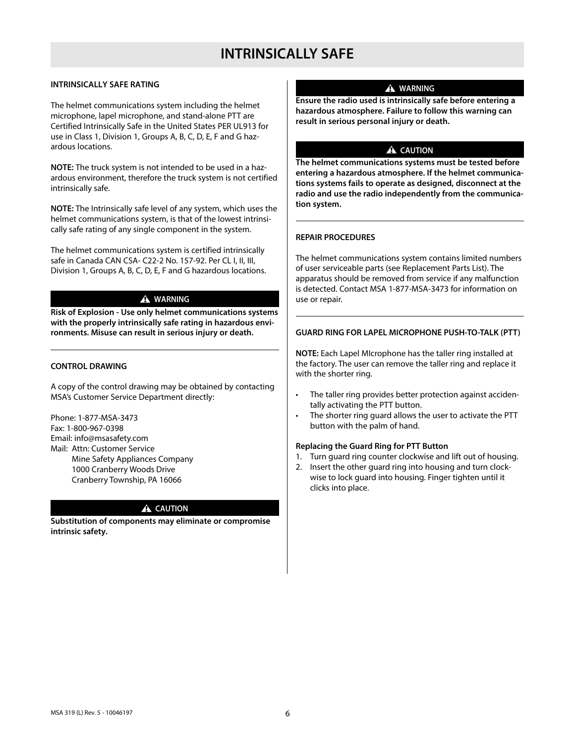# INTRINSICALLY SAFE

### INTRINSICALLY SAFE RATING

The helmet communications system including the helmet microphone, lapel microphone, and stand-alone PTT are Certified Intrinsically Safe in the United States PER UL913 for use in Class 1, Division 1, Groups A, B, C, D, E, F and G hazardous locations.

**NOTE:** The truck system is not intended to be used in a hazardous environment, therefore the truck system is not certified intrinsically safe.

**NOTE:** The Intrinsically safe level of any system, which uses the helmet communications system, is that of the lowest intrinsically safe rating of any single component in the system.

The helmet communications system is certified intrinsically safe in Canada CAN CSA- C22-2 No. 157-92. Per CL I, II, III, Division 1, Groups A, B, C, D, E, F and G hazardous locations.

**⚠ WARNING**

**Risk of Explosion - Use only helmet communications systems with the properly intrinsically safe rating in hazardous environments. Misuse can result in serious injury or death.**

### CONTROL DRAWING

A copy of the control drawing may be obtained by contacting MSA's Customer Service Department directly:

Phone: 1-877-MSA-3473
Fax: 1-800-967-0398
Email: info@msasafety.com
Mail: Attn: Customer Service
Mine Safety Appliances Company
1000 Cranberry Woods Drive
Cranberry Township, PA 16066

**⚠ CAUTION**

**Substitution of components may eliminate or compromise intrinsic safety.**

**⚠ WARNING**

**Ensure the radio used is intrinsically safe before entering a hazardous atmosphere. Failure to follow this warning can result in serious personal injury or death.**

**⚠ CAUTION**

**The helmet communications systems must be tested before entering a hazardous atmosphere. If the helmet communications systems fails to operate as designed, disconnect at the radio and use the radio independently from the communication system.**

### REPAIR PROCEDURES

The helmet communications system contains limited numbers of user serviceable parts (see Replacement Parts List). The apparatus should be removed from service if any malfunction is detected. Contact MSA 1-877-MSA-3473 for information on use or repair.

### GUARD RING FOR LAPEL MICROPHONE PUSH-TO-TALK (PTT)

**NOTE:** Each Lapel MIcrophone has the taller ring installed at the factory. The user can remove the taller ring and replace it with the shorter ring.

- The taller ring provides better protection against accidentally activating the PTT button.
- The shorter ring guard allows the user to activate the PTT button with the palm of hand.

**Replacing the Guard Ring for PTT Button**

1. Turn guard ring counter clockwise and lift out of housing.
2. Insert the other guard ring into housing and turn clockwise to lock guard into housing. Finger tighten until it clicks into place.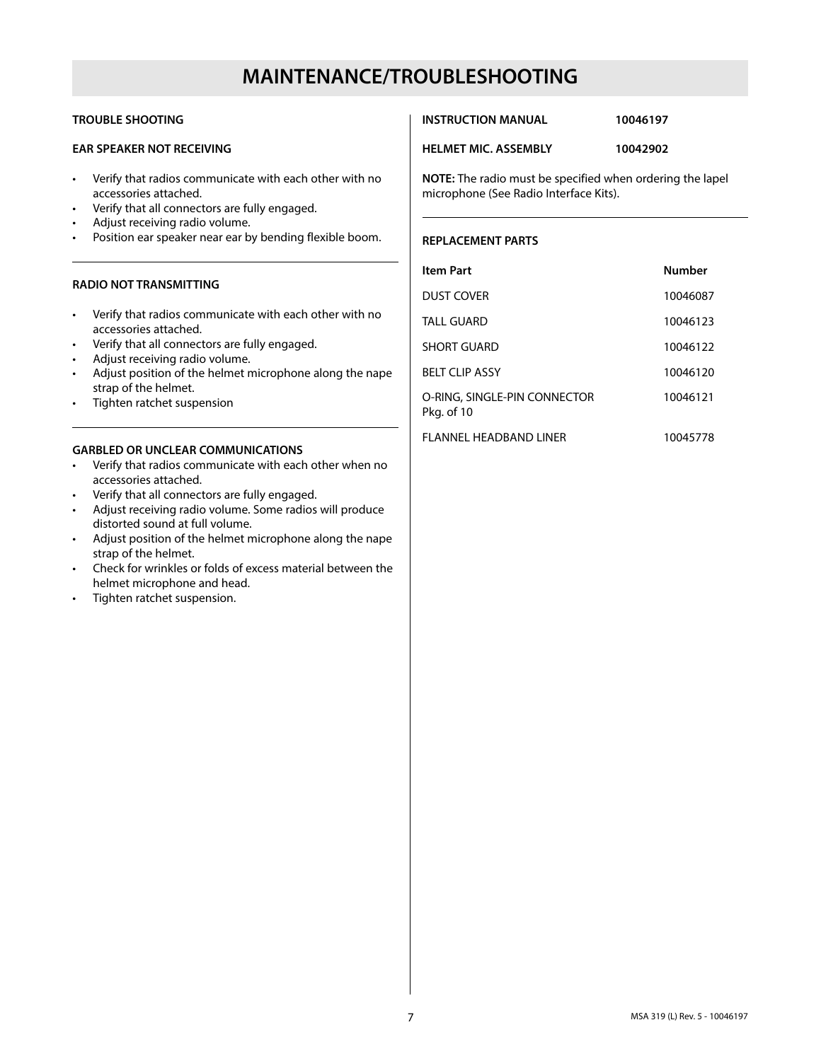# MAINTENANCE/TROUBLESHOOTING

### TROUBLE SHOOTING

### EAR SPEAKER NOT RECEIVING

- Verify that radios communicate with each other with no accessories attached.
- Verify that all connectors are fully engaged.
- Adjust receiving radio volume.
- Position ear speaker near ear by bending flexible boom.

---

### RADIO NOT TRANSMITTING

- Verify that radios communicate with each other with no accessories attached.
- Verify that all connectors are fully engaged.
- Adjust receiving radio volume.
- Adjust position of the helmet microphone along the nape strap of the helmet.
- Tighten ratchet suspension

---

### GARBLED OR UNCLEAR COMMUNICATIONS

- Verify that radios communicate with each other when no accessories attached.
- Verify that all connectors are fully engaged.
- Adjust receiving radio volume. Some radios will produce distorted sound at full volume.
- Adjust position of the helmet microphone along the nape strap of the helmet.
- Check for wrinkles or folds of excess material between the helmet microphone and head.
- Tighten ratchet suspension.

| | |
|---|---|
| **INSTRUCTION MANUAL** | **10046197** |
| **HELMET MIC. ASSEMBLY** | **10042902** |

**NOTE:** The radio must be specified when ordering the lapel microphone (See Radio Interface Kits).

---

### REPLACEMENT PARTS

| Item Part | Number |
|---|---|
| DUST COVER | 10046087 |
| TALL GUARD | 10046123 |
| SHORT GUARD | 10046122 |
| BELT CLIP ASSY | 10046120 |
| O-RING, SINGLE-PIN CONNECTOR Pkg. of 10 | 10046121 |
| FLANNEL HEADBAND LINER | 10045778 |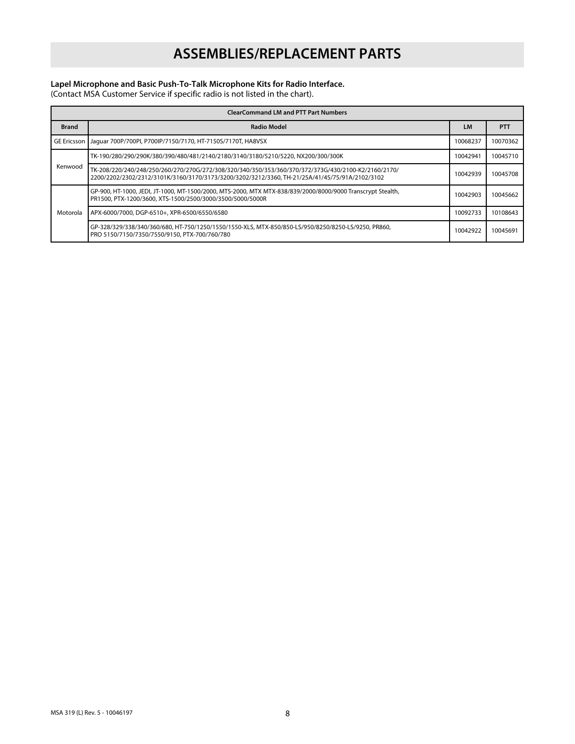# ASSEMBLIES/REPLACEMENT PARTS

**Lapel Microphone and Basic Push-To-Talk Microphone Kits for Radio Interface.**
(Contact MSA Customer Service if specific radio is not listed in the chart).

| ClearCommand LM and PTT Part Numbers | | | |
|---|---|---|---|
| **Brand** | **Radio Model** | **LM** | **PTT** |
| GE Ericsson | Jaguar 700P/700PI, P700IP/7150/7170, HT-7150S/7170T, HA8VSX | 10068237 | 10070362 |
| Kenwood | TK-190/280/290/290K/380/390/480/481/2140/2180/3140/3180/5210/5220, NX200/300/300K | 10042941 | 10045710 |
| | TK-208/220/240/248/250/260/270/270G/272/308/320/340/350/353/360/370/372/373G/430/2100-K2/2160/2170/ 2200/2202/2302/2312/3101K/3160/3170/3173/3200/3202/3212/3360, TH-21/25A/41/45/75/91A/2102/3102 | 10042939 | 10045708 |
| Motorola | GP-900, HT-1000, JEDI, JT-1000, MT-1500/2000, MTS-2000, MTX MTX-838/839/2000/8000/9000 Transcrypt Stealth, PR1500, PTX-1200/3600, XTS-1500/2500/3000/3500/5000/5000R | 10042903 | 10045662 |
| | APX-6000/7000, DGP-6510+, XPR-6500/6550/6580 | 10092733 | 10108643 |
| | GP-328/329/338/340/360/680, HT-750/1250/1550/1550-XLS, MTX-850/850-LS/950/8250/8250-LS/9250, PR860, PRO 5150/7150/7350/7550/9150, PTX-700/760/780 | 10042922 | 10045691 |